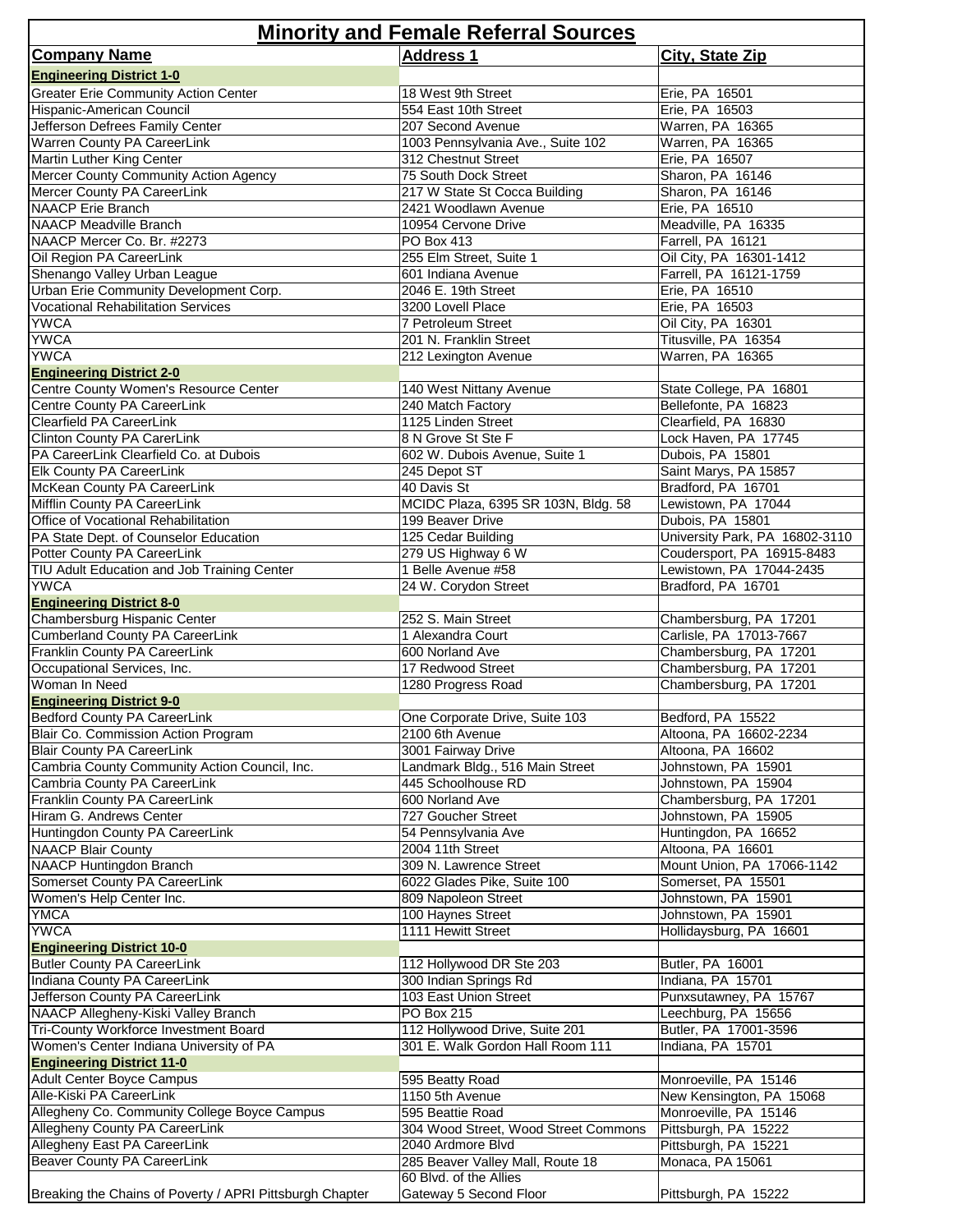# Minority and Female Referral Sources

| Company Name | Address 1 | City, State Zip |
|---|---|---|
| **Engineering District 1-0** | | |
| Greater Erie Community Action Center | 18 West 9th Street | Erie, PA 16501 |
| Hispanic-American Council | 554 East 10th Street | Erie, PA 16503 |
| Jefferson Defrees Family Center | 207 Second Avenue | Warren, PA 16365 |
| Warren County PA CareerLink | 1003 Pennsylvania Ave., Suite 102 | Warren, PA 16365 |
| Martin Luther King Center | 312 Chestnut Street | Erie, PA 16507 |
| Mercer County Community Action Agency | 75 South Dock Street | Sharon, PA 16146 |
| Mercer County PA CareerLink | 217 W State St Cocca Building | Sharon, PA 16146 |
| NAACP Erie Branch | 2421 Woodlawn Avenue | Erie, PA 16510 |
| NAACP Meadville Branch | 10954 Cervone Drive | Meadville, PA 16335 |
| NAACP Mercer Co. Br. #2273 | PO Box 413 | Farrell, PA 16121 |
| Oil Region PA CareerLink | 255 Elm Street, Suite 1 | Oil City, PA 16301-1412 |
| Shenango Valley Urban League | 601 Indiana Avenue | Farrell, PA 16121-1759 |
| Urban Erie Community Development Corp. | 2046 E. 19th Street | Erie, PA 16510 |
| Vocational Rehabilitation Services | 3200 Lovell Place | Erie, PA 16503 |
| YWCA | 7 Petroleum Street | Oil City, PA 16301 |
| YWCA | 201 N. Franklin Street | Titusville, PA 16354 |
| YWCA | 212 Lexington Avenue | Warren, PA 16365 |
| **Engineering District 2-0** | | |
| Centre County Women's Resource Center | 140 West Nittany Avenue | State College, PA 16801 |
| Centre County PA CareerLink | 240 Match Factory | Bellefonte, PA 16823 |
| Clearfield PA CareerLink | 1125 Linden Street | Clearfield, PA 16830 |
| Clinton County PA CarerLink | 8 N Grove St Ste F | Lock Haven, PA 17745 |
| PA CareerLink Clearfield Co. at Dubois | 602 W. Dubois Avenue, Suite 1 | Dubois, PA 15801 |
| Elk County PA CareerLink | 245 Depot ST | Saint Marys, PA 15857 |
| McKean County PA CareerLink | 40 Davis St | Bradford, PA 16701 |
| Mifflin County PA CareerLink | MCIDC Plaza, 6395 SR 103N, Bldg. 58 | Lewistown, PA 17044 |
| Office of Vocational Rehabilitation | 199 Beaver Drive | Dubois, PA 15801 |
| PA State Dept. of Counselor Education | 125 Cedar Building | University Park, PA 16802-3110 |
| Potter County PA CareerLink | 279 US Highway 6 W | Coudersport, PA 16915-8483 |
| TIU Adult Education and Job Training Center | 1 Belle Avenue #58 | Lewistown, PA 17044-2435 |
| YWCA | 24 W. Corydon Street | Bradford, PA 16701 |
| **Engineering District 8-0** | | |
| Chambersburg Hispanic Center | 252 S. Main Street | Chambersburg, PA 17201 |
| Cumberland County PA CareerLink | 1 Alexandra Court | Carlisle, PA 17013-7667 |
| Franklin County PA CareerLink | 600 Norland Ave | Chambersburg, PA 17201 |
| Occupational Services, Inc. | 17 Redwood Street | Chambersburg, PA 17201 |
| Woman In Need | 1280 Progress Road | Chambersburg, PA 17201 |
| **Engineering District 9-0** | | |
| Bedford County PA CareerLink | One Corporate Drive, Suite 103 | Bedford, PA 15522 |
| Blair Co. Commission Action Program | 2100 6th Avenue | Altoona, PA 16602-2234 |
| Blair County PA CareerLink | 3001 Fairway Drive | Altoona, PA 16602 |
| Cambria County Community Action Council, Inc. | Landmark Bldg., 516 Main Street | Johnstown, PA 15901 |
| Cambria County PA CareerLink | 445 Schoolhouse RD | Johnstown, PA 15904 |
| Franklin County PA CareerLink | 600 Norland Ave | Chambersburg, PA 17201 |
| Hiram G. Andrews Center | 727 Goucher Street | Johnstown, PA 15905 |
| Huntingdon County PA CareerLink | 54 Pennsylvania Ave | Huntingdon, PA 16652 |
| NAACP Blair County | 2004 11th Street | Altoona, PA 16601 |
| NAACP Huntingdon Branch | 309 N. Lawrence Street | Mount Union, PA 17066-1142 |
| Somerset County PA CareerLink | 6022 Glades Pike, Suite 100 | Somerset, PA 15501 |
| Women's Help Center Inc. | 809 Napoleon Street | Johnstown, PA 15901 |
| YMCA | 100 Haynes Street | Johnstown, PA 15901 |
| YWCA | 1111 Hewitt Street | Hollidaysburg, PA 16601 |
| **Engineering District 10-0** | | |
| Butler County PA CareerLink | 112 Hollywood DR Ste 203 | Butler, PA 16001 |
| Indiana County PA CareerLink | 300 Indian Springs Rd | Indiana, PA 15701 |
| Jefferson County PA CareerLink | 103 East Union Street | Punxsutawney, PA 15767 |
| NAACP Allegheny-Kiski Valley Branch | PO Box 215 | Leechburg, PA 15656 |
| Tri-County Workforce Investment Board | 112 Hollywood Drive, Suite 201 | Butler, PA 17001-3596 |
| Women's Center Indiana University of PA | 301 E. Walk Gordon Hall Room 111 | Indiana, PA 15701 |
| **Engineering District 11-0** | | |
| Adult Center Boyce Campus | 595 Beatty Road | Monroeville, PA 15146 |
| Alle-Kiski PA CareerLink | 1150 5th Avenue | New Kensington, PA 15068 |
| Allegheny Co. Community College Boyce Campus | 595 Beattie Road | Monroeville, PA 15146 |
| Allegheny County PA CareerLink | 304 Wood Street, Wood Street Commons | Pittsburgh, PA 15222 |
| Allegheny East PA CareerLink | 2040 Ardmore Blvd | Pittsburgh, PA 15221 |
| Beaver County PA CareerLink | 285 Beaver Valley Mall, Route 18 | Monaca, PA 15061 |
| Breaking the Chains of Poverty / APRI Pittsburgh Chapter | 60 Blvd. of the Allies Gateway 5 Second Floor | Pittsburgh, PA 15222 |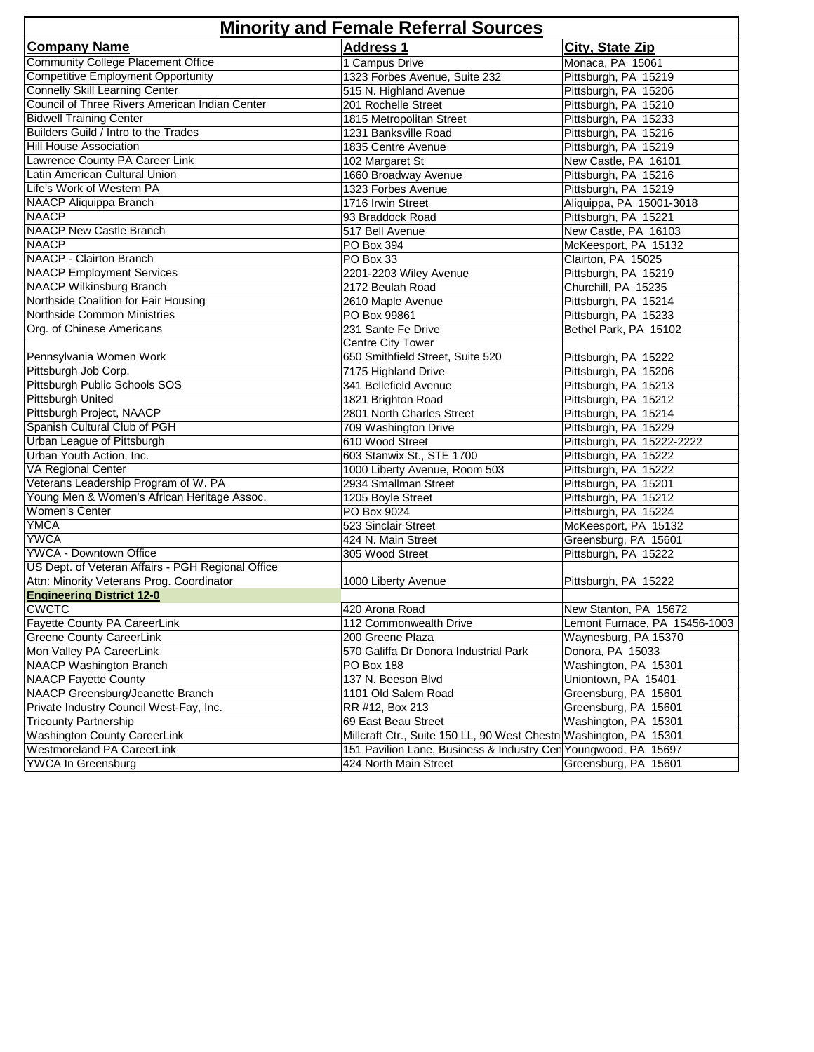# Minority and Female Referral Sources

| Company Name | Address 1 | City, State Zip |
|---|---|---|
| Community College Placement Office | 1 Campus Drive | Monaca, PA 15061 |
| Competitive Employment Opportunity | 1323 Forbes Avenue, Suite 232 | Pittsburgh, PA 15219 |
| Connelly Skill Learning Center | 515 N. Highland Avenue | Pittsburgh, PA 15206 |
| Council of Three Rivers American Indian Center | 201 Rochelle Street | Pittsburgh, PA 15210 |
| Bidwell Training Center | 1815 Metropolitan Street | Pittsburgh, PA 15233 |
| Builders Guild / Intro to the Trades | 1231 Banksville Road | Pittsburgh, PA 15216 |
| Hill House Association | 1835 Centre Avenue | Pittsburgh, PA 15219 |
| Lawrence County PA Career Link | 102 Margaret St | New Castle, PA 16101 |
| Latin American Cultural Union | 1660 Broadway Avenue | Pittsburgh, PA 15216 |
| Life's Work of Western PA | 1323 Forbes Avenue | Pittsburgh, PA 15219 |
| NAACP Aliquippa Branch | 1716 Irwin Street | Aliquippa, PA 15001-3018 |
| NAACP | 93 Braddock Road | Pittsburgh, PA 15221 |
| NAACP New Castle Branch | 517 Bell Avenue | New Castle, PA 16103 |
| NAACP | PO Box 394 | McKeesport, PA 15132 |
| NAACP - Clairton Branch | PO Box 33 | Clairton, PA 15025 |
| NAACP Employment Services | 2201-2203 Wiley Avenue | Pittsburgh, PA 15219 |
| NAACP Wilkinsburg Branch | 2172 Beulah Road | Churchill, PA 15235 |
| Northside Coalition for Fair Housing | 2610 Maple Avenue | Pittsburgh, PA 15214 |
| Northside Common Ministries | PO Box 99861 | Pittsburgh, PA 15233 |
| Org. of Chinese Americans | 231 Sante Fe Drive | Bethel Park, PA 15102 |
| Pennsylvania Women Work | Centre City Tower 650 Smithfield Street, Suite 520 | Pittsburgh, PA 15222 |
| Pittsburgh Job Corp. | 7175 Highland Drive | Pittsburgh, PA 15206 |
| Pittsburgh Public Schools SOS | 341 Bellefield Avenue | Pittsburgh, PA 15213 |
| Pittsburgh United | 1821 Brighton Road | Pittsburgh, PA 15212 |
| Pittsburgh Project, NAACP | 2801 North Charles Street | Pittsburgh, PA 15214 |
| Spanish Cultural Club of PGH | 709 Washington Drive | Pittsburgh, PA 15229 |
| Urban League of Pittsburgh | 610 Wood Street | Pittsburgh, PA 15222-2222 |
| Urban Youth Action, Inc. | 603 Stanwix St., STE 1700 | Pittsburgh, PA 15222 |
| VA Regional Center | 1000 Liberty Avenue, Room 503 | Pittsburgh, PA 15222 |
| Veterans Leadership Program of W. PA | 2934 Smallman Street | Pittsburgh, PA 15201 |
| Young Men & Women's African Heritage Assoc. | 1205 Boyle Street | Pittsburgh, PA 15212 |
| Women's Center | PO Box 9024 | Pittsburgh, PA 15224 |
| YMCA | 523 Sinclair Street | McKeesport, PA 15132 |
| YWCA | 424 N. Main Street | Greensburg, PA 15601 |
| YWCA - Downtown Office | 305 Wood Street | Pittsburgh, PA 15222 |
| US Dept. of Veteran Affairs - PGH Regional Office Attn: Minority Veterans Prog. Coordinator | 1000 Liberty Avenue | Pittsburgh, PA 15222 |
| **Engineering District 12-0** | | |
| CWCTC | 420 Arona Road | New Stanton, PA 15672 |
| Fayette County PA CareerLink | 112 Commonwealth Drive | Lemont Furnace, PA 15456-1003 |
| Greene County CareerLink | 200 Greene Plaza | Waynesburg, PA 15370 |
| Mon Valley PA CareerLink | 570 Galiffa Dr Donora Industrial Park | Donora, PA 15033 |
| NAACP Washington Branch | PO Box 188 | Washington, PA 15301 |
| NAACP Fayette County | 137 N. Beeson Blvd | Uniontown, PA 15401 |
| NAACP Greensburg/Jeanette Branch | 1101 Old Salem Road | Greensburg, PA 15601 |
| Private Industry Council West-Fay, Inc. | RR #12, Box 213 | Greensburg, PA 15601 |
| Tricounty Partnership | 69 East Beau Street | Washington, PA 15301 |
| Washington County CareerLink | Millcraft Ctr., Suite 150 LL, 90 West Chestn | Washington, PA 15301 |
| Westmoreland PA CareerLink | 151 Pavilion Lane, Business & Industry Cen | Youngwood, PA 15697 |
| YWCA In Greensburg | 424 North Main Street | Greensburg, PA 15601 |